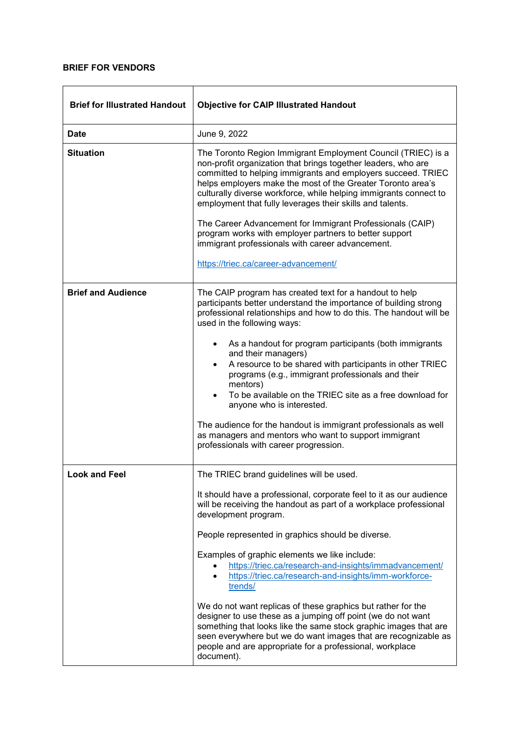**BRIEF FOR VENDORS**

| **Brief for Illustrated Handout** | **Objective for CAIP Illustrated Handout** |
|---|---|
| **Date** | June 9, 2022 |
| **Situation** | The Toronto Region Immigrant Employment Council (TRIEC) is a non-profit organization that brings together leaders, who are committed to helping immigrants and employers succeed. TRIEC helps employers make the most of the Greater Toronto area's culturally diverse workforce, while helping immigrants connect to employment that fully leverages their skills and talents.<br><br>The Career Advancement for Immigrant Professionals (CAIP) program works with employer partners to better support immigrant professionals with career advancement.<br><br>https://triec.ca/career-advancement/ |
| **Brief and Audience** | The CAIP program has created text for a handout to help participants better understand the importance of building strong professional relationships and how to do this. The handout will be used in the following ways:<br><br>• As a handout for program participants (both immigrants and their managers)<br>• A resource to be shared with participants in other TRIEC programs (e.g., immigrant professionals and their mentors)<br>• To be available on the TRIEC site as a free download for anyone who is interested.<br><br>The audience for the handout is immigrant professionals as well as managers and mentors who want to support immigrant professionals with career progression. |
| **Look and Feel** | The TRIEC brand guidelines will be used.<br><br>It should have a professional, corporate feel to it as our audience will be receiving the handout as part of a workplace professional development program.<br><br>People represented in graphics should be diverse.<br><br>Examples of graphic elements we like include:<br>• https://triec.ca/research-and-insights/immadvancement/<br>• https://triec.ca/research-and-insights/imm-workforce-trends/<br><br>We do not want replicas of these graphics but rather for the designer to use these as a jumping off point (we do not want something that looks like the same stock graphic images that are seen everywhere but we do want images that are recognizable as people and are appropriate for a professional, workplace document). |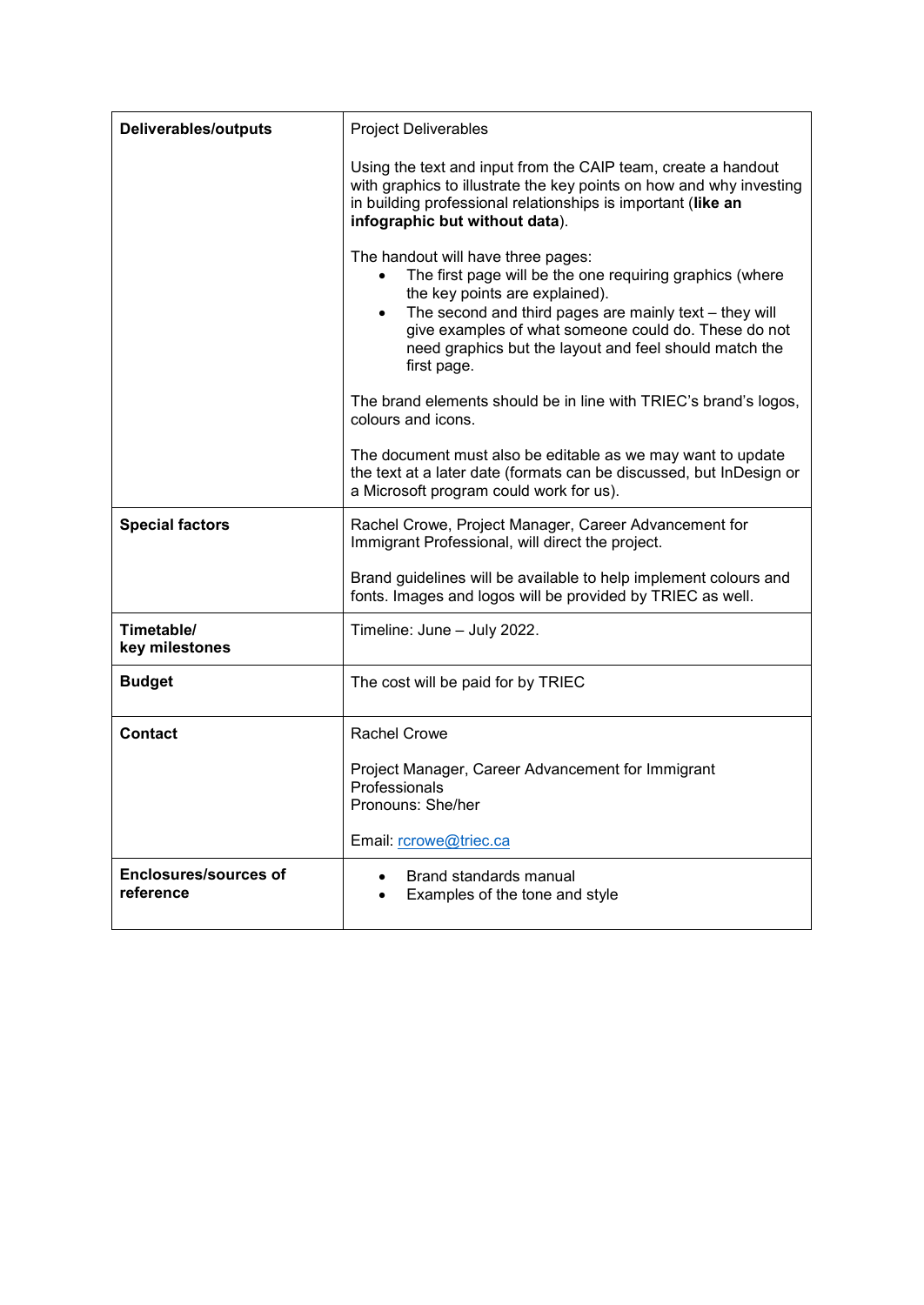| | |
|---|---|
| **Deliverables/outputs** | Project Deliverables<br><br>Using the text and input from the CAIP team, create a handout with graphics to illustrate the key points on how and why investing in building professional relationships is important (**like an infographic but without data**).<br><br>The handout will have three pages:<br>• The first page will be the one requiring graphics (where the key points are explained).<br>• The second and third pages are mainly text – they will give examples of what someone could do. These do not need graphics but the layout and feel should match the first page.<br><br>The brand elements should be in line with TRIEC's brand's logos, colours and icons.<br><br>The document must also be editable as we may want to update the text at a later date (formats can be discussed, but InDesign or a Microsoft program could work for us). |
| **Special factors** | Rachel Crowe, Project Manager, Career Advancement for Immigrant Professional, will direct the project.<br><br>Brand guidelines will be available to help implement colours and fonts. Images and logos will be provided by TRIEC as well. |
| **Timetable/ key milestones** | Timeline: June – July 2022. |
| **Budget** | The cost will be paid for by TRIEC |
| **Contact** | Rachel Crowe<br><br>Project Manager, Career Advancement for Immigrant Professionals<br>Pronouns: She/her<br><br>Email: rcrowe@triec.ca |
| **Enclosures/sources of reference** | • Brand standards manual<br>• Examples of the tone and style |